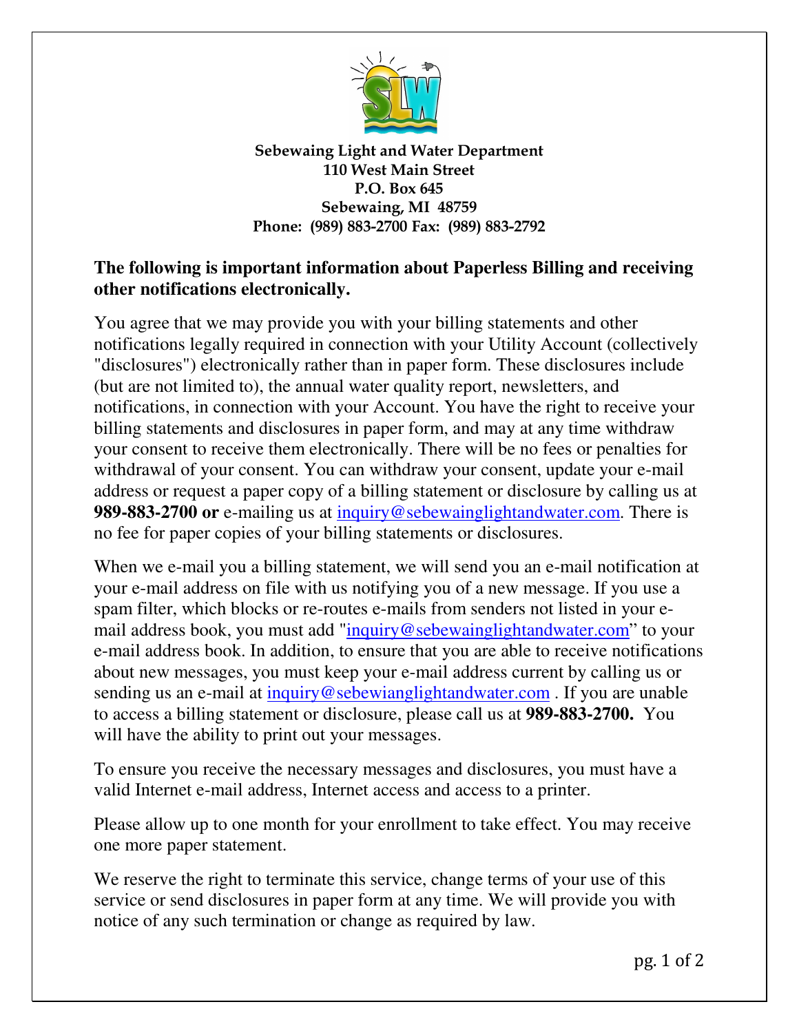**Sebewaing Light and Water Department**
**110 West Main Street**
**P.O. Box 645**
**Sebewaing, MI 48759**
**Phone: (989) 883-2700 Fax: (989) 883-2792**

**The following is important information about Paperless Billing and receiving other notifications electronically.**

You agree that we may provide you with your billing statements and other notifications legally required in connection with your Utility Account (collectively "disclosures") electronically rather than in paper form. These disclosures include (but are not limited to), the annual water quality report, newsletters, and notifications, in connection with your Account. You have the right to receive your billing statements and disclosures in paper form, and may at any time withdraw your consent to receive them electronically. There will be no fees or penalties for withdrawal of your consent. You can withdraw your consent, update your e-mail address or request a paper copy of a billing statement or disclosure by calling us at **989-883-2700 or** e-mailing us at inquiry@sebewainglightandwater.com. There is no fee for paper copies of your billing statements or disclosures.

When we e-mail you a billing statement, we will send you an e-mail notification at your e-mail address on file with us notifying you of a new message. If you use a spam filter, which blocks or re-routes e-mails from senders not listed in your e-mail address book, you must add "inquiry@sebewainglightandwater.com" to your e-mail address book. In addition, to ensure that you are able to receive notifications about new messages, you must keep your e-mail address current by calling us or sending us an e-mail at inquiry@sebewianglightandwater.com . If you are unable to access a billing statement or disclosure, please call us at **989-883-2700.** You will have the ability to print out your messages.

To ensure you receive the necessary messages and disclosures, you must have a valid Internet e-mail address, Internet access and access to a printer.

Please allow up to one month for your enrollment to take effect. You may receive one more paper statement.

We reserve the right to terminate this service, change terms of your use of this service or send disclosures in paper form at any time. We will provide you with notice of any such termination or change as required by law.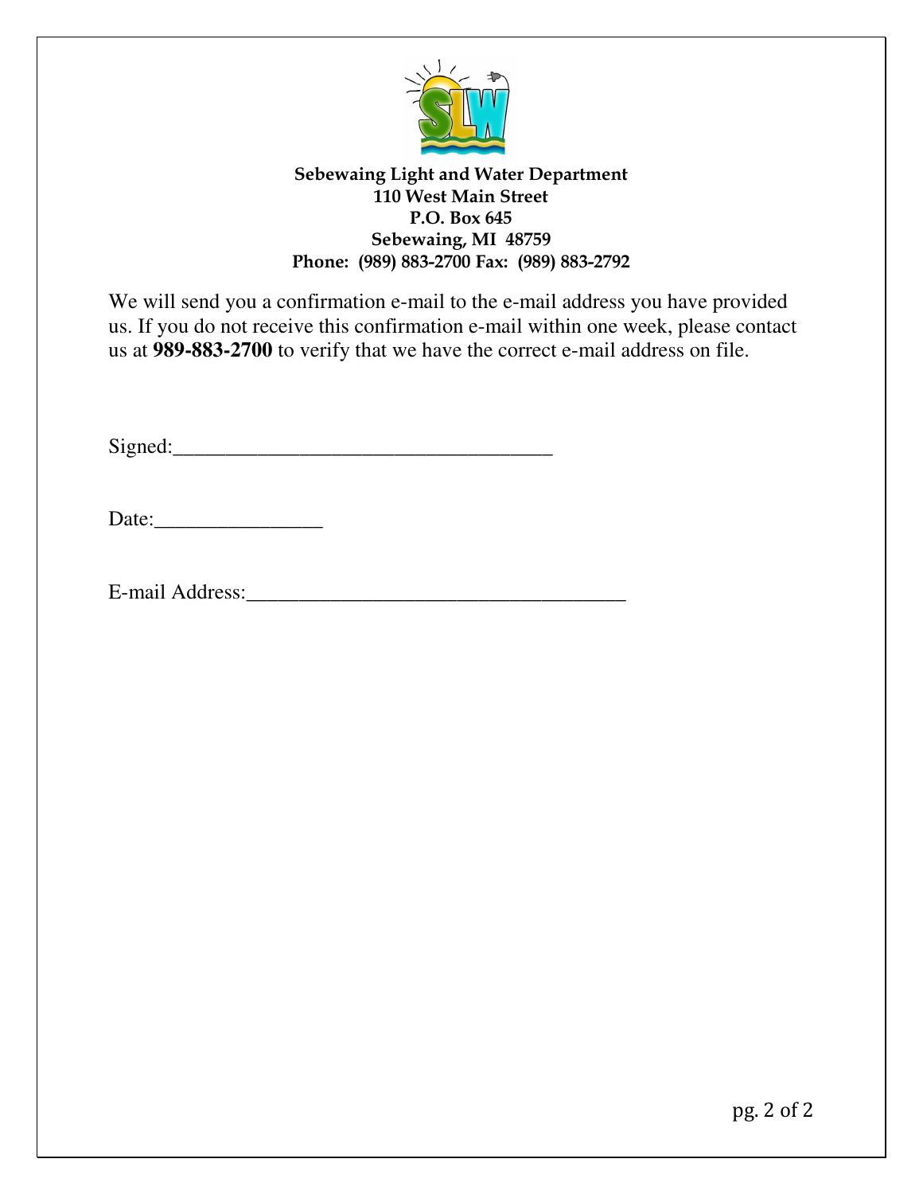**Sebewaing Light and Water Department**
**110 West Main Street**
**P.O. Box 645**
**Sebewaing, MI 48759**
**Phone: (989) 883-2700 Fax: (989) 883-2792**

We will send you a confirmation e-mail to the e-mail address you have provided us. If you do not receive this confirmation e-mail within one week, please contact us at **989-883-2700** to verify that we have the correct e-mail address on file.

Signed:___________________________________

Date:________________

E-mail Address:___________________________________